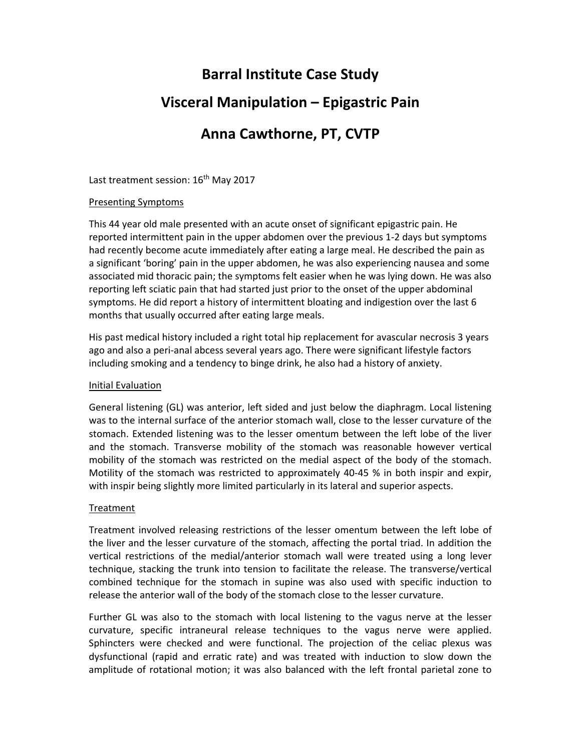# Barral Institute Case Study

# Visceral Manipulation – Epigastric Pain

# Anna Cawthorne, PT, CVTP

Last treatment session: 16th May 2017

## Presenting Symptoms

This 44 year old male presented with an acute onset of significant epigastric pain. He reported intermittent pain in the upper abdomen over the previous 1-2 days but symptoms had recently become acute immediately after eating a large meal. He described the pain as a significant 'boring' pain in the upper abdomen, he was also experiencing nausea and some associated mid thoracic pain; the symptoms felt easier when he was lying down. He was also reporting left sciatic pain that had started just prior to the onset of the upper abdominal symptoms. He did report a history of intermittent bloating and indigestion over the last 6 months that usually occurred after eating large meals.

His past medical history included a right total hip replacement for avascular necrosis 3 years ago and also a peri-anal abcess several years ago. There were significant lifestyle factors including smoking and a tendency to binge drink, he also had a history of anxiety.

## Initial Evaluation

General listening (GL) was anterior, left sided and just below the diaphragm. Local listening was to the internal surface of the anterior stomach wall, close to the lesser curvature of the stomach. Extended listening was to the lesser omentum between the left lobe of the liver and the stomach. Transverse mobility of the stomach was reasonable however vertical mobility of the stomach was restricted on the medial aspect of the body of the stomach. Motility of the stomach was restricted to approximately 40-45 % in both inspir and expir, with inspir being slightly more limited particularly in its lateral and superior aspects.

## Treatment

Treatment involved releasing restrictions of the lesser omentum between the left lobe of the liver and the lesser curvature of the stomach, affecting the portal triad. In addition the vertical restrictions of the medial/anterior stomach wall were treated using a long lever technique, stacking the trunk into tension to facilitate the release. The transverse/vertical combined technique for the stomach in supine was also used with specific induction to release the anterior wall of the body of the stomach close to the lesser curvature.

Further GL was also to the stomach with local listening to the vagus nerve at the lesser curvature, specific intraneural release techniques to the vagus nerve were applied. Sphincters were checked and were functional. The projection of the celiac plexus was dysfunctional (rapid and erratic rate) and was treated with induction to slow down the amplitude of rotational motion; it was also balanced with the left frontal parietal zone to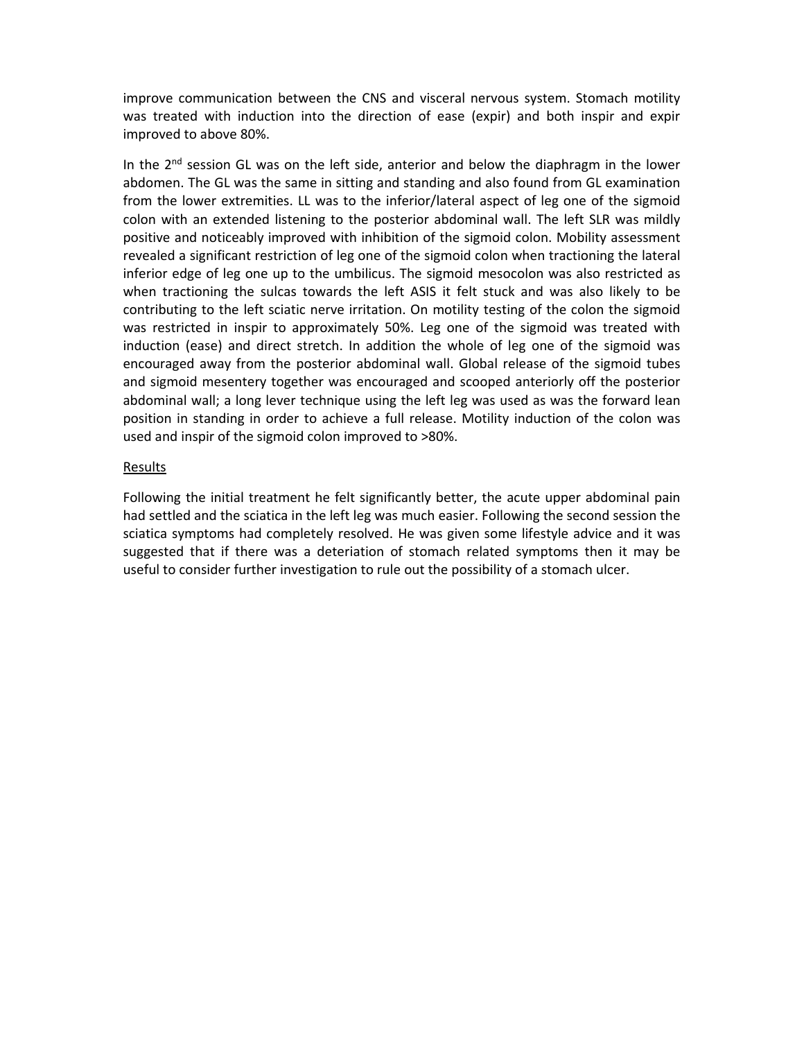improve communication between the CNS and visceral nervous system. Stomach motility was treated with induction into the direction of ease (expir) and both inspir and expir improved to above 80%.

In the 2nd session GL was on the left side, anterior and below the diaphragm in the lower abdomen. The GL was the same in sitting and standing and also found from GL examination from the lower extremities. LL was to the inferior/lateral aspect of leg one of the sigmoid colon with an extended listening to the posterior abdominal wall. The left SLR was mildly positive and noticeably improved with inhibition of the sigmoid colon. Mobility assessment revealed a significant restriction of leg one of the sigmoid colon when tractioning the lateral inferior edge of leg one up to the umbilicus. The sigmoid mesocolon was also restricted as when tractioning the sulcas towards the left ASIS it felt stuck and was also likely to be contributing to the left sciatic nerve irritation. On motility testing of the colon the sigmoid was restricted in inspir to approximately 50%. Leg one of the sigmoid was treated with induction (ease) and direct stretch. In addition the whole of leg one of the sigmoid was encouraged away from the posterior abdominal wall. Global release of the sigmoid tubes and sigmoid mesentery together was encouraged and scooped anteriorly off the posterior abdominal wall; a long lever technique using the left leg was used as was the forward lean position in standing in order to achieve a full release. Motility induction of the colon was used and inspir of the sigmoid colon improved to >80%.

Results

Following the initial treatment he felt significantly better, the acute upper abdominal pain had settled and the sciatica in the left leg was much easier. Following the second session the sciatica symptoms had completely resolved. He was given some lifestyle advice and it was suggested that if there was a deteriation of stomach related symptoms then it may be useful to consider further investigation to rule out the possibility of a stomach ulcer.